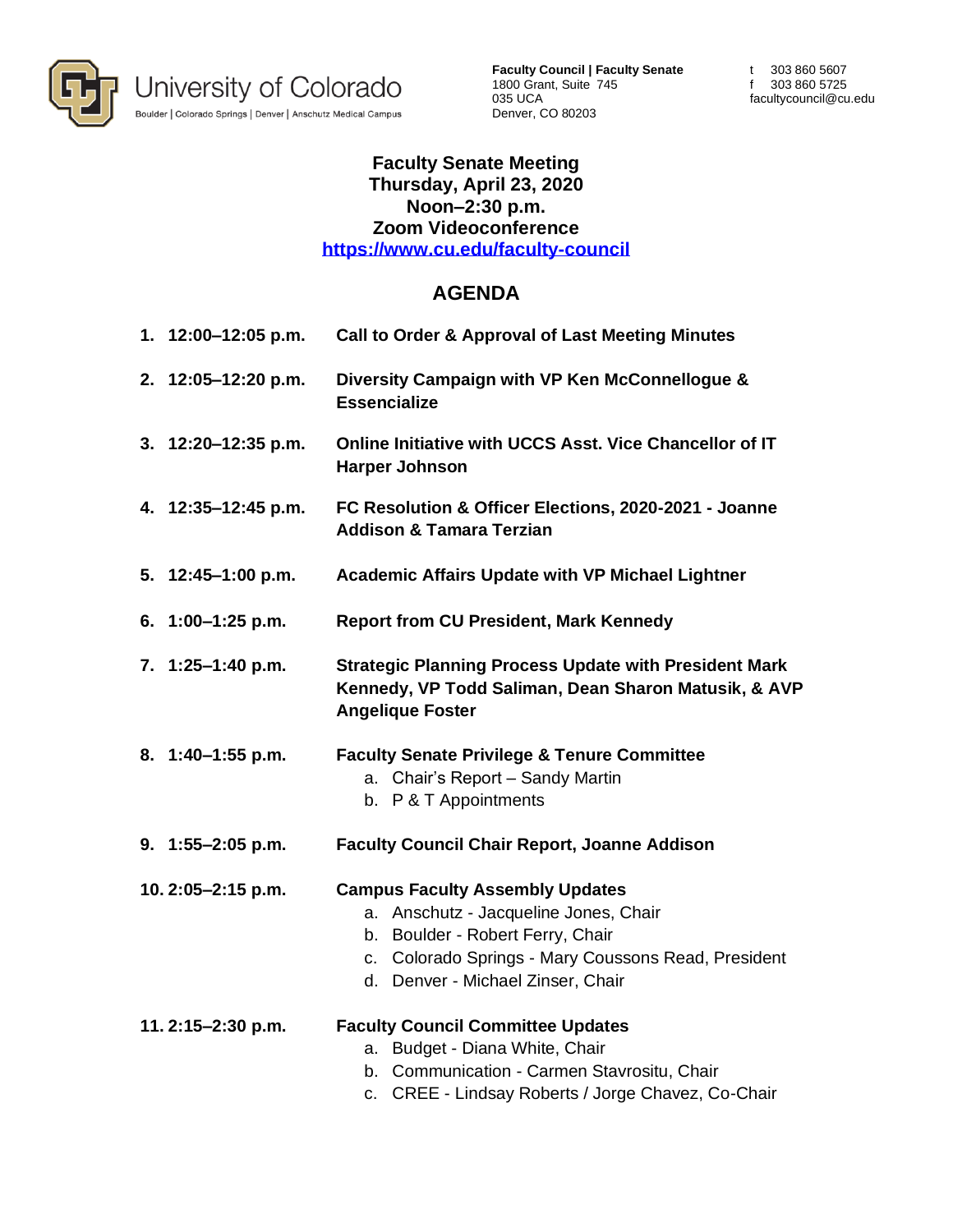University of Colorado
Boulder | Colorado Springs | Denver | Anschutz Medical Campus

**Faculty Council | Faculty Senate**
1800 Grant, Suite 745
035 UCA
Denver, CO 80203

t 303 860 5607
f 303 860 5725
facultycouncil@cu.edu

# Faculty Senate Meeting
**Thursday, April 23, 2020**
**Noon–2:30 p.m.**
**Zoom Videoconference**
**[https://www.cu.edu/faculty-council](https://www.cu.edu/faculty-council)**

## AGENDA

1. **12:00–12:05 p.m.** **Call to Order & Approval of Last Meeting Minutes**

2. **12:05–12:20 p.m.** **Diversity Campaign with VP Ken McConnellogue & Essencialize**

3. **12:20–12:35 p.m.** **Online Initiative with UCCS Asst. Vice Chancellor of IT Harper Johnson**

4. **12:35–12:45 p.m.** **FC Resolution & Officer Elections, 2020-2021 - Joanne Addison & Tamara Terzian**

5. **12:45–1:00 p.m.** **Academic Affairs Update with VP Michael Lightner**

6. **1:00–1:25 p.m.** **Report from CU President, Mark Kennedy**

7. **1:25–1:40 p.m.** **Strategic Planning Process Update with President Mark Kennedy, VP Todd Saliman, Dean Sharon Matusik, & AVP Angelique Foster**

8. **1:40–1:55 p.m.** **Faculty Senate Privilege & Tenure Committee**
   a. Chair's Report – Sandy Martin
   b. P & T Appointments

9. **1:55–2:05 p.m.** **Faculty Council Chair Report, Joanne Addison**

10. **2:05–2:15 p.m.** **Campus Faculty Assembly Updates**
    a. Anschutz - Jacqueline Jones, Chair
    b. Boulder - Robert Ferry, Chair
    c. Colorado Springs - Mary Coussons Read, President
    d. Denver - Michael Zinser, Chair

11. **2:15–2:30 p.m.** **Faculty Council Committee Updates**
    a. Budget - Diana White, Chair
    b. Communication - Carmen Stavrositu, Chair
    c. CREE - Lindsay Roberts / Jorge Chavez, Co-Chair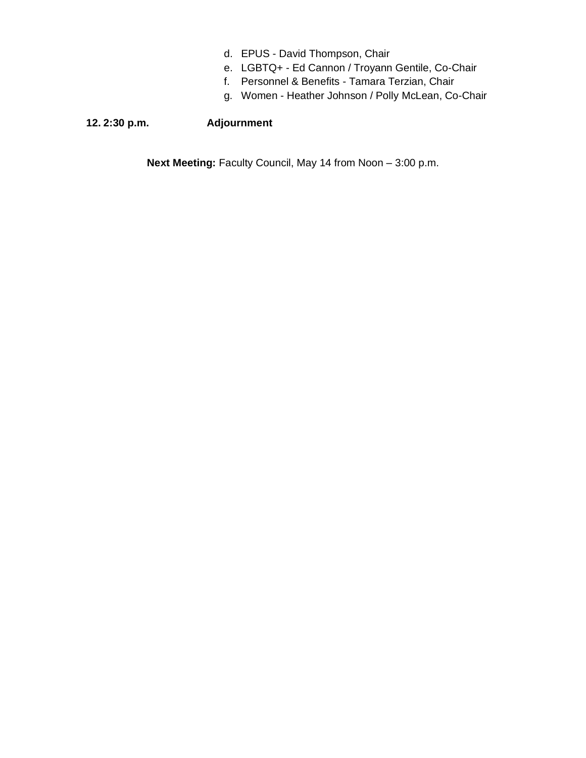d. EPUS - David Thompson, Chair
e. LGBTQ+ - Ed Cannon / Troyann Gentile, Co-Chair
f. Personnel & Benefits - Tamara Terzian, Chair
g. Women - Heather Johnson / Polly McLean, Co-Chair

**12. 2:30 p.m. Adjournment**

**Next Meeting:** Faculty Council, May 14 from Noon – 3:00 p.m.